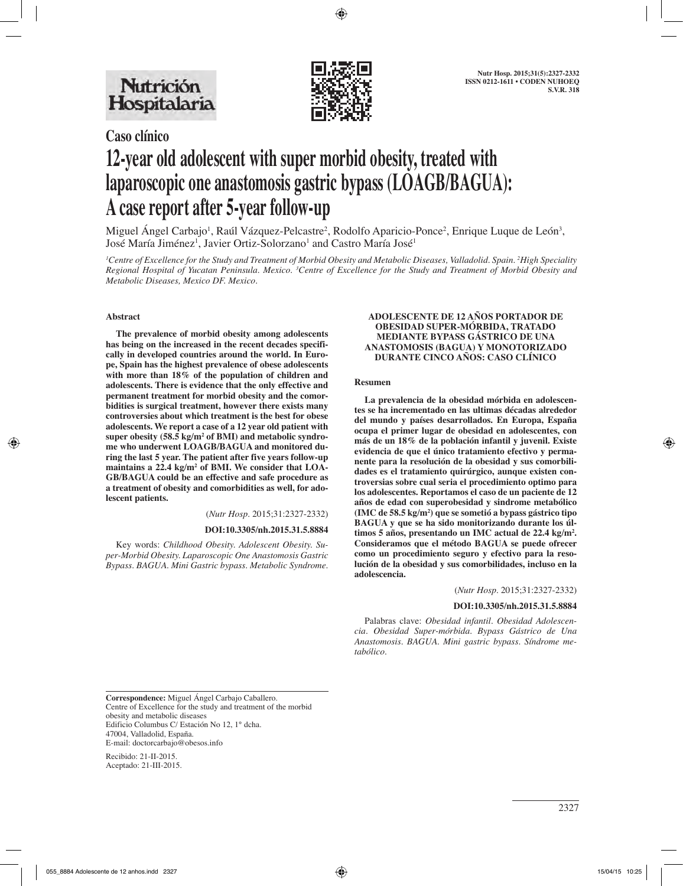Caso clínico

# 12-year old adolescent with super morbid obesity, treated with laparoscopic one anastomosis gastric bypass (LOAGB/BAGUA): A case report after 5-year follow-up

Miguel Ángel Carbajo[1], Raúl Vázquez-Pelcastre[2], Rodolfo Aparicio-Ponce[2], Enrique Luque de León[3], José María Jiménez[1], Javier Ortiz-Solorzano[1] and Castro María José[1]

[1]Centre of Excellence for the Study and Treatment of Morbid Obesity and Metabolic Diseases, Valladolid. Spain. [2]High Speciality Regional Hospital of Yucatan Peninsula. Mexico. [3]Centre of Excellence for the Study and Treatment of Morbid Obesity and Metabolic Diseases, Mexico DF. Mexico.

## Abstract

**The prevalence of morbid obesity among adolescents has being on the increased in the recent decades specifically in developed countries around the world. In Europe, Spain has the highest prevalence of obese adolescents with more than 18% of the population of children and adolescents. There is evidence that the only effective and permanent treatment for morbid obesity and the comorbidities is surgical treatment, however there exists many controversies about which treatment is the best for obese adolescents. We report a case of a 12 year old patient with super obesity (58.5 kg/m² of BMI) and metabolic syndrome who underwent LOAGB/BAGUA and monitored during the last 5 year. The patient after five years follow-up maintains a 22.4 kg/m² of BMI. We consider that LOAGB/BAGUA could be an effective and safe procedure as a treatment of obesity and comorbidities as well, for adolescent patients.**

(*Nutr Hosp*. 2015;31:2327-2332)

**DOI:10.3305/nh.2015.31.5.8884**

Key words: *Childhood Obesity. Adolescent Obesity. Super-Morbid Obesity. Laparoscopic One Anastomosis Gastric Bypass. BAGUA. Mini Gastric bypass. Metabolic Syndrome.*

## ADOLESCENTE DE 12 AÑOS PORTADOR DE OBESIDAD SUPER-MÓRBIDA, TRATADO MEDIANTE BYPASS GÁSTRICO DE UNA ANASTOMOSIS (BAGUA) Y MONOTORIZADO DURANTE CINCO AÑOS: CASO CLÍNICO

### Resumen

**La prevalencia de la obesidad mórbida en adolescentes se ha incrementado en las ultimas décadas alrededor del mundo y países desarrollados. En Europa, España ocupa el primer lugar de obesidad en adolescentes, con más de un 18% de la población infantil y juvenil. Existe evidencia de que el único tratamiento efectivo y permanente para la resolución de la obesidad y sus comorbilidades es el tratamiento quirúrgico, aunque existen controversias sobre cual seria el procedimiento optimo para los adolescentes. Reportamos el caso de un paciente de 12 años de edad con superobesidad y sindrome metabólico (IMC de 58.5 kg/m²) que se sometió a bypass gástrico tipo BAGUA y que se ha sido monitorizando durante los últimos 5 años, presentando un IMC actual de 22.4 kg/m². Consideramos que el método BAGUA se puede ofrecer como un procedimiento seguro y efectivo para la resolución de la obesidad y sus comorbilidades, incluso en la adolescencia.**

(*Nutr Hosp*. 2015;31:2327-2332)

**DOI:10.3305/nh.2015.31.5.8884**

Palabras clave: *Obesidad infantil. Obesidad Adolescencia. Obesidad Super-mórbida. Bypass Gástrico de Una Anastomosis. BAGUA. Mini gastric bypass. Síndrome metabólico.*

---

**Correspondence:** Miguel Ángel Carbajo Caballero.
Centre of Excellence for the study and treatment of the morbid obesity and metabolic diseases
Edificio Columbus C/ Estación No 12, 1° dcha.
47004, Valladolid, España.
E-mail: doctorcarbajo@obesos.info

Recibido: 21-II-2015.
Aceptado: 21-III-2015.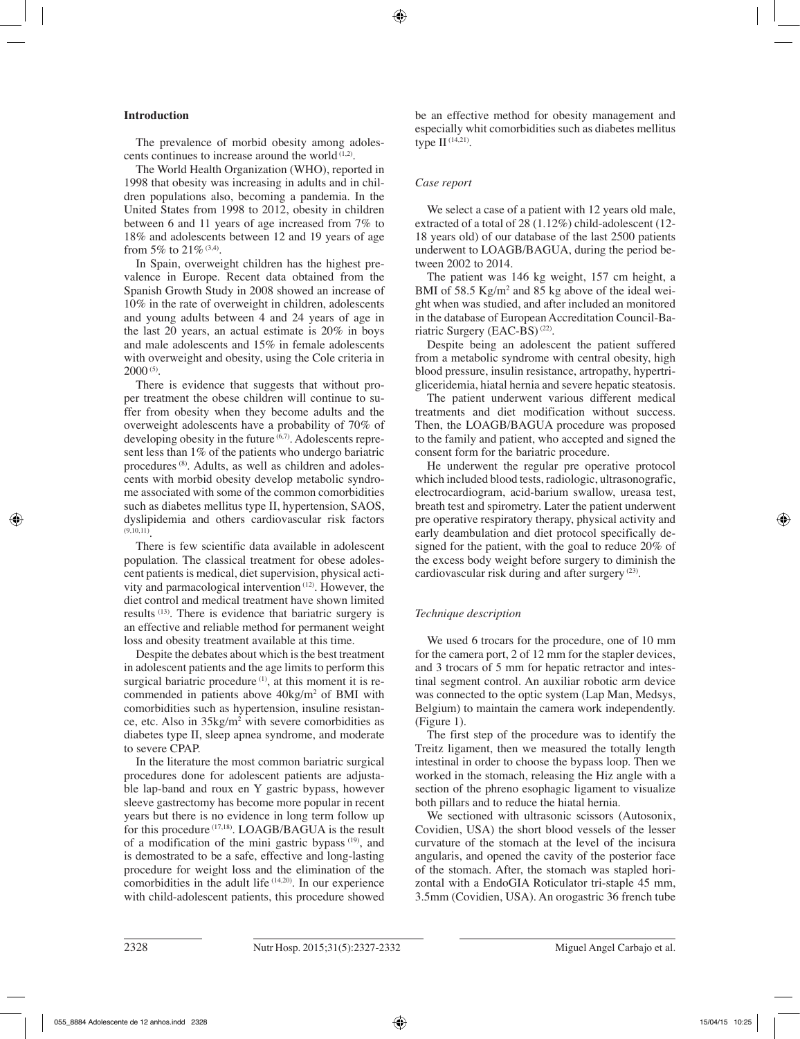## Introduction

The prevalence of morbid obesity among adolescents continues to increase around the world [1,2].

The World Health Organization (WHO), reported in 1998 that obesity was increasing in adults and in children populations also, becoming a pandemia. In the United States from 1998 to 2012, obesity in children between 6 and 11 years of age increased from 7% to 18% and adolescents between 12 and 19 years of age from 5% to 21% [3,4].

In Spain, overweight children has the highest prevalence in Europe. Recent data obtained from the Spanish Growth Study in 2008 showed an increase of 10% in the rate of overweight in children, adolescents and young adults between 4 and 24 years of age in the last 20 years, an actual estimate is 20% in boys and male adolescents and 15% in female adolescents with overweight and obesity, using the Cole criteria in 2000 [5].

There is evidence that suggests that without proper treatment the obese children will continue to suffer from obesity when they become adults and the overweight adolescents have a probability of 70% of developing obesity in the future [6,7]. Adolescents represent less than 1% of the patients who undergo bariatric procedures [8]. Adults, as well as children and adolescents with morbid obesity develop metabolic syndrome associated with some of the common comorbidities such as diabetes mellitus type II, hypertension, SAOS, dyslipidemia and others cardiovascular risk factors [9,10,11].

There is few scientific data available in adolescent population. The classical treatment for obese adolescent patients is medical, diet supervision, physical activity and parmacological intervention [12]. However, the diet control and medical treatment have shown limited results [13]. There is evidence that bariatric surgery is an effective and reliable method for permanent weight loss and obesity treatment available at this time.

Despite the debates about which is the best treatment in adolescent patients and the age limits to perform this surgical bariatric procedure [1], at this moment it is recommended in patients above 40kg/m$^2$ of BMI with comorbidities such as hypertension, insuline resistance, etc. Also in 35kg/m$^2$ with severe comorbidities as diabetes type II, sleep apnea syndrome, and moderate to severe CPAP.

In the literature the most common bariatric surgical procedures done for adolescent patients are adjustable lap-band and roux en Y gastric bypass, however sleeve gastrectomy has become more popular in recent years but there is no evidence in long term follow up for this procedure [17,18]. LOAGB/BAGUA is the result of a modification of the mini gastric bypass [19], and is demostrated to be a safe, effective and long-lasting procedure for weight loss and the elimination of the comorbidities in the adult life [14,20]. In our experience with child-adolescent patients, this procedure showed be an effective method for obesity management and especially whit comorbidities such as diabetes mellitus type II [14,21].

### *Case report*

We select a case of a patient with 12 years old male, extracted of a total of 28 (1.12%) child-adolescent (12-18 years old) of our database of the last 2500 patients underwent to LOAGB/BAGUA, during the period between 2002 to 2014.

The patient was 146 kg weight, 157 cm height, a BMI of 58.5 Kg/m$^2$ and 85 kg above of the ideal weight when was studied, and after included an monitored in the database of European Accreditation Council-Bariatric Surgery (EAC-BS) [22].

Despite being an adolescent the patient suffered from a metabolic syndrome with central obesity, high blood pressure, insulin resistance, artropathy, hypertrigliceridemia, hiatal hernia and severe hepatic steatosis.

The patient underwent various different medical treatments and diet modification without success. Then, the LOAGB/BAGUA procedure was proposed to the family and patient, who accepted and signed the consent form for the bariatric procedure.

He underwent the regular pre operative protocol which included blood tests, radiologic, ultrasonografic, electrocardiogram, acid-barium swallow, ureasa test, breath test and spirometry. Later the patient underwent pre operative respiratory therapy, physical activity and early deambulation and diet protocol specifically designed for the patient, with the goal to reduce 20% of the excess body weight before surgery to diminish the cardiovascular risk during and after surgery [23].

### *Technique description*

We used 6 trocars for the procedure, one of 10 mm for the camera port, 2 of 12 mm for the stapler devices, and 3 trocars of 5 mm for hepatic retractor and intestinal segment control. An auxiliar robotic arm device was connected to the optic system (Lap Man, Medsys, Belgium) to maintain the camera work independently. (Figure 1).

The first step of the procedure was to identify the Treitz ligament, then we measured the totally length intestinal in order to choose the bypass loop. Then we worked in the stomach, releasing the Hiz angle with a section of the phreno esophagic ligament to visualize both pillars and to reduce the hiatal hernia.

We sectioned with ultrasonic scissors (Autosonix, Covidien, USA) the short blood vessels of the lesser curvature of the stomach at the level of the incisura angularis, and opened the cavity of the posterior face of the stomach. After, the stomach was stapled horizontal with a EndoGIA Roticulator tri-staple 45 mm, 3.5mm (Covidien, USA). An orogastric 36 french tube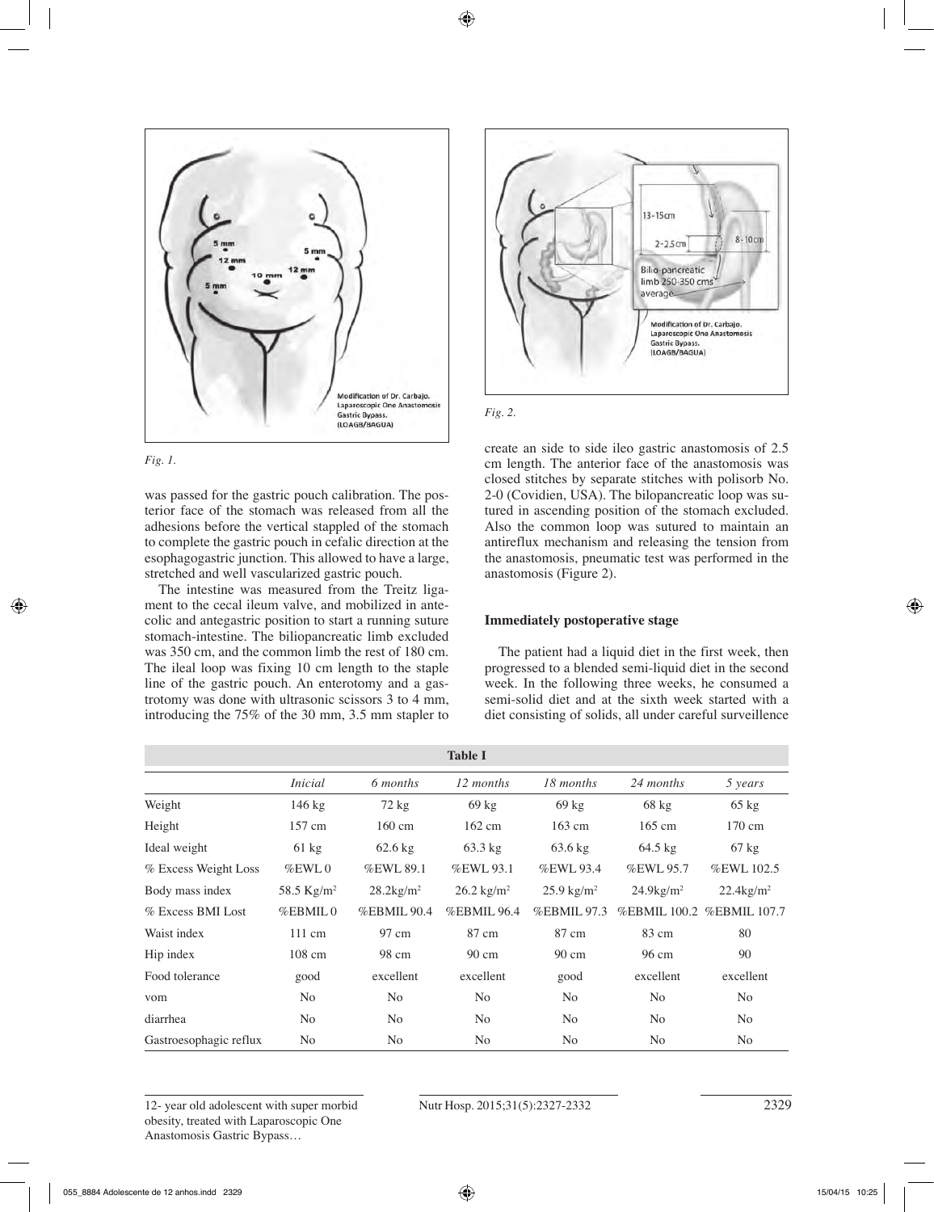*Fig. 1.*

*Fig. 2.*

was passed for the gastric pouch calibration. The posterior face of the stomach was released from all the adhesions before the vertical stappled of the stomach to complete the gastric pouch in cefalic direction at the esophagogastric junction. This allowed to have a large, stretched and well vascularized gastric pouch.

The intestine was measured from the Treitz ligament to the cecal ileum valve, and mobilized in antecolic and antegastric position to start a running suture stomach-intestine. The biliopancreatic limb excluded was 350 cm, and the common limb the rest of 180 cm. The ileal loop was fixing 10 cm length to the staple line of the gastric pouch. An enterotomy and a gastrotomy was done with ultrasonic scissors 3 to 4 mm, introducing the 75% of the 30 mm, 3.5 mm stapler to create an side to side ileo gastric anastomosis of 2.5 cm length. The anterior face of the anastomosis was closed stitches by separate stitches with polisorb No. 2-0 (Covidien, USA). The bilopancreatic loop was sutured in ascending position of the stomach excluded. Also the common loop was sutured to maintain an antireflux mechanism and releasing the tension from the anastomosis, pneumatic test was performed in the anastomosis (Figure 2).

### Immediately postoperative stage

The patient had a liquid diet in the first week, then progressed to a blended semi-liquid diet in the second week. In the following three weeks, he consumed a semi-solid diet and at the sixth week started with a diet consisting of solids, all under careful surveillence

**Table I**

| | *Inicial* | *6 months* | *12 months* | *18 months* | *24 months* | *5 years* |
|---|---|---|---|---|---|---|
| Weight | 146 kg | 72 kg | 69 kg | 69 kg | 68 kg | 65 kg |
| Height | 157 cm | 160 cm | 162 cm | 163 cm | 165 cm | 170 cm |
| Ideal weight | 61 kg | 62.6 kg | 63.3 kg | 63.6 kg | 64.5 kg | 67 kg |
| % Excess Weight Loss | %EWL 0 | %EWL 89.1 | %EWL 93.1 | %EWL 93.4 | %EWL 95.7 | %EWL 102.5 |
| Body mass index | 58.5 Kg/m² | 28.2kg/m² | 26.2 kg/m² | 25.9 kg/m² | 24.9kg/m² | 22.4kg/m² |
| % Excess BMI Lost | %EBMIL 0 | %EBMIL 90.4 | %EBMIL 96.4 | %EBMIL 97.3 | %EBMIL 100.2 | %EBMIL 107.7 |
| Waist index | 111 cm | 97 cm | 87 cm | 87 cm | 83 cm | 80 |
| Hip index | 108 cm | 98 cm | 90 cm | 90 cm | 96 cm | 90 |
| Food tolerance | good | excellent | excellent | good | excellent | excellent |
| vom | No | No | No | No | No | No |
| diarrhea | No | No | No | No | No | No |
| Gastroesophagic reflux | No | No | No | No | No | No |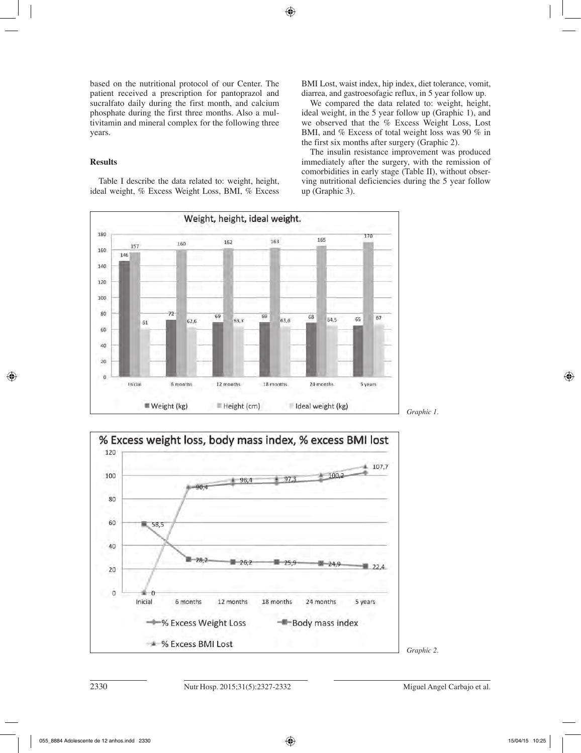based on the nutritional protocol of our Center. The patient received a prescription for pantoprazol and sucralfato daily during the first month, and calcium phosphate during the first three months. Also a multivitamin and mineral complex for the following three years.

## Results

Table I describe the data related to: weight, height, ideal weight, % Excess Weight Loss, BMI, % Excess BMI Lost, waist index, hip index, diet tolerance, vomit, diarrea, and gastroesofagic reflux, in 5 year follow up.

We compared the data related to: weight, height, ideal weight, in the 5 year follow up (Graphic 1), and we observed that the % Excess Weight Loss, Lost BMI, and % Excess of total weight loss was 90 % in the first six months after surgery (Graphic 2).

The insulin resistance improvement was produced immediately after the surgery, with the remission of comorbidities in early stage (Table II), without observing nutritional deficiencies during the 5 year follow up (Graphic 3).

**Weight, height, ideal weight.**

| | Inicial | 6 months | 12 months | 18 months | 24 months | 5 years |
|---|---|---|---|---|---|---|
| Weight (kg) | 146 | 72 | 69 | 69 | 68 | 65 |
| Height (cm) | 157 | 160 | 162 | 163 | 165 | 170 |
| Ideal weight (kg) | 61 | 62,6 | 63,3 | 63,6 | 64,5 | 67 |

*Graphic 1.*

**% Excess weight loss, body mass index, % excess BMI lost**

| | Inicial | 6 months | 12 months | 18 months | 24 months | 5 years |
|---|---|---|---|---|---|---|
| % Excess Weight Loss | | 90,4 | | | | |
| Body mass index | 58,5 | 28,2 | 26,2 | 25,9 | 24,9 | 22,4 |
| % Excess BMI Lost | 0 | | 96,4 | 97,3 | 100,2 | 107,7 |

*Graphic 2.*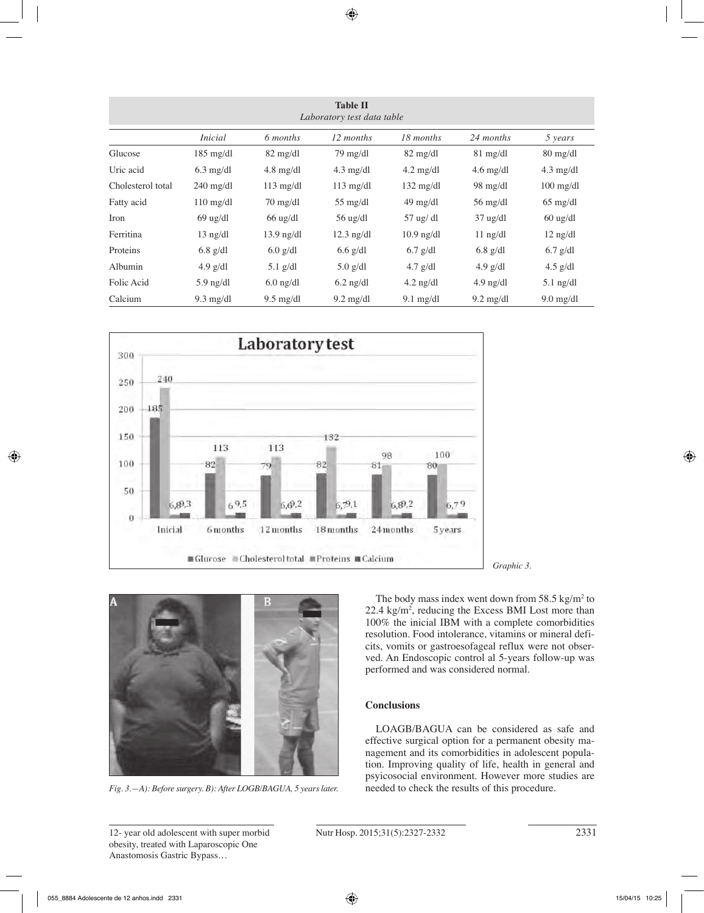**Table II**
*Laboratory test data table*

| | *Inicial* | *6 months* | *12 months* | *18 months* | *24 months* | *5 years* |
|---|---|---|---|---|---|---|
| Glucose | 185 mg/dl | 82 mg/dl | 79 mg/dl | 82 mg/dl | 81 mg/dl | 80 mg/dl |
| Uric acid | 6.3 mg/dl | 4.8 mg/dl | 4.3 mg/dl | 4.2 mg/dl | 4.6 mg/dl | 4.3 mg/dl |
| Cholesterol total | 240 mg/dl | 113 mg/dl | 113 mg/dl | 132 mg/dl | 98 mg/dl | 100 mg/dl |
| Fatty acid | 110 mg/dl | 70 mg/dl | 55 mg/dl | 49 mg/dl | 56 mg/dl | 65 mg/dl |
| Iron | 69 ug/dl | 66 ug/dl | 56 ug/dl | 57 ug/ dl | 37 ug/dl | 60 ug/dl |
| Ferritina | 13 ng/dl | 13.9 ng/dl | 12.3 ng/dl | 10.9 ng/dl | 11 ng/dl | 12 ng/dl |
| Proteins | 6.8 g/dl | 6.0 g/dl | 6.6 g/dl | 6.7 g/dl | 6.8 g/dl | 6.7 g/dl |
| Albumin | 4.9 g/dl | 5.1 g/dl | 5.0 g/dl | 4.7 g/dl | 4.9 g/dl | 4.5 g/dl |
| Folic Acid | 5.9 ng/dl | 6.0 ng/dl | 6.2 ng/dl | 4.2 ng/dl | 4.9 ng/dl | 5.1 ng/dl |
| Calcium | 9.3 mg/dl | 9.5 mg/dl | 9.2 mg/dl | 9.1 mg/dl | 9.2 mg/dl | 9.0 mg/dl |

*Graphic 3.*

*Fig. 3.—A): Before surgery. B): After LOGB/BAGUA, 5 years later.*

The body mass index went down from 58.5 kg/m$^2$ to 22.4 kg/m$^2$, reducing the Excess BMI Lost more than 100% the inicial IBM with a complete comorbidities resolution. Food intolerance, vitamins or mineral deficits, vomits or gastroesofageal reflux were not observed. An Endoscopic control al 5-years follow-up was performed and was considered normal.

## Conclusions

LOAGB/BAGUA can be considered as safe and effective surgical option for a permanent obesity management and its comorbidities in adolescent population. Improving quality of life, health in general and psyicosocial environment. However more studies are needed to check the results of this procedure.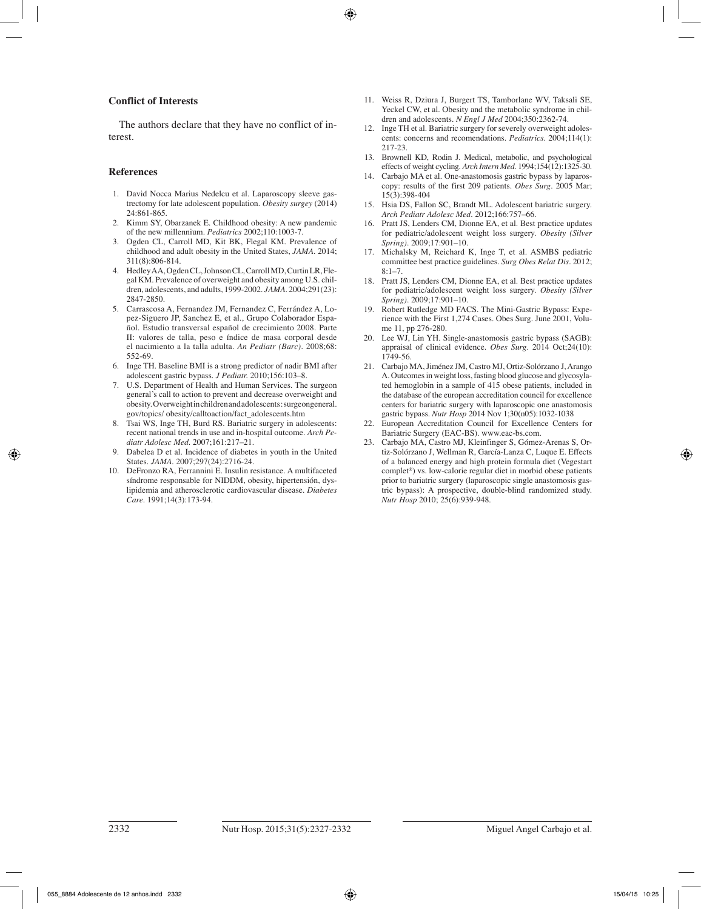## Conflict of Interests

The authors declare that they have no conflict of interest.

## References

1. David Nocca Marius Nedelcu et al. Laparoscopy sleeve gastrectomy for late adolescent population. *Obesity surgey* (2014) 24:861-865.
2. Kimm SY, Obarzanek E. Childhood obesity: A new pandemic of the new millennium. *Pediatrics* 2002;110:1003-7.
3. Ogden CL, Carroll MD, Kit BK, Flegal KM. Prevalence of childhood and adult obesity in the United States, *JAMA*. 2014; 311(8):806-814.
4. Hedley AA, Ogden CL, Johnson CL, Carroll MD, Curtin LR, Flegal KM. Prevalence of overweight and obesity among U.S. children, adolescents, and adults, 1999-2002. *JAMA*. 2004;291(23): 2847-2850.
5. Carrascosa A, Fernandez JM, Fernandez C, Ferrández A, Lopez-Siguero JP, Sanchez E, et al., Grupo Colaborador Español. Estudio transversal español de crecimiento 2008. Parte II: valores de talla, peso e índice de masa corporal desde el nacimiento a la talla adulta. *An Pediatr (Barc)*. 2008;68: 552-69.
6. Inge TH. Baseline BMI is a strong predictor of nadir BMI after adolescent gastric bypass. *J Pediatr.* 2010;156:103–8.
7. U.S. Department of Health and Human Services. The surgeon general's call to action to prevent and decrease overweight and obesity. Overweight in children and adolescents: surgeongeneral.gov/topics/ obesity/calltoaction/fact_adolescents.htm
8. Tsai WS, Inge TH, Burd RS. Bariatric surgery in adolescents: recent national trends in use and in-hospital outcome. *Arch Pediatr Adolesc Med.* 2007;161:217–21.
9. Dabelea D et al. Incidence of diabetes in youth in the United States. *JAMA*. 2007;297(24):2716-24.
10. DeFronzo RA, Ferrannini E. Insulin resistance. A multifaceted síndrome responsable for NIDDM, obesity, hipertensión, dyslipidemia and atherosclerotic cardiovascular disease. *Diabetes Care*. 1991;14(3):173-94.
11. Weiss R, Dziura J, Burgert TS, Tamborlane WV, Taksali SE, Yeckel CW, et al. Obesity and the metabolic syndrome in children and adolescents. *N Engl J Med* 2004;350:2362-74.
12. Inge TH et al. Bariatric surgery for severely overweight adolescents: concerns and recomendations. *Pediatrics*. 2004;114(1): 217-23.
13. Brownell KD, Rodin J. Medical, metabolic, and psychological effects of weight cycling. *Arch Intern Med*. 1994;154(12):1325-30.
14. Carbajo MA et al. One-anastomosis gastric bypass by laparoscopy: results of the first 209 patients. *Obes Surg*. 2005 Mar; 15(3):398-404
15. Hsia DS, Fallon SC, Brandt ML. Adolescent bariatric surgery. *Arch Pediatr Adolesc Med*. 2012;166:757–66.
16. Pratt JS, Lenders CM, Dionne EA, et al. Best practice updates for pediatric/adolescent weight loss surgery. *Obesity (Silver Spring)*. 2009;17:901–10.
17. Michalsky M, Reichard K, Inge T, et al. ASMBS pediatric committee best practice guidelines. *Surg Obes Relat Dis*. 2012; 8:1–7.
18. Pratt JS, Lenders CM, Dionne EA, et al. Best practice updates for pediatric/adolescent weight loss surgery. *Obesity (Silver Spring)*. 2009;17:901–10.
19. Robert Rutledge MD FACS. The Mini-Gastric Bypass: Experience with the First 1,274 Cases. Obes Surg. June 2001, Volume 11, pp 276-280.
20. Lee WJ, Lin YH. Single-anastomosis gastric bypass (SAGB): appraisal of clinical evidence. *Obes Surg*. 2014 Oct;24(10): 1749-56.
21. Carbajo MA, Jiménez JM, Castro MJ, Ortiz-Solórzano J, Arango A. Outcomes in weight loss, fasting blood glucose and glycosylated hemoglobin in a sample of 415 obese patients, included in the database of the european accreditation council for excellence centers for bariatric surgery with laparoscopic one anastomosis gastric bypass. *Nutr Hosp* 2014 Nov 1;30(n05):1032-1038
22. European Accreditation Council for Excellence Centers for Bariatric Surgery (EAC-BS). www.eac-bs.com.
23. Carbajo MA, Castro MJ, Kleinfinger S, Gómez-Arenas S, Ortiz-Solórzano J, Wellman R, García-Lanza C, Luque E. Effects of a balanced energy and high protein formula diet (Vegestart complet®) vs. low-calorie regular diet in morbid obese patients prior to bariatric surgery (laparoscopic single anastomosis gastric bypass): A prospective, double-blind randomized study. *Nutr Hosp* 2010; 25(6):939-948.